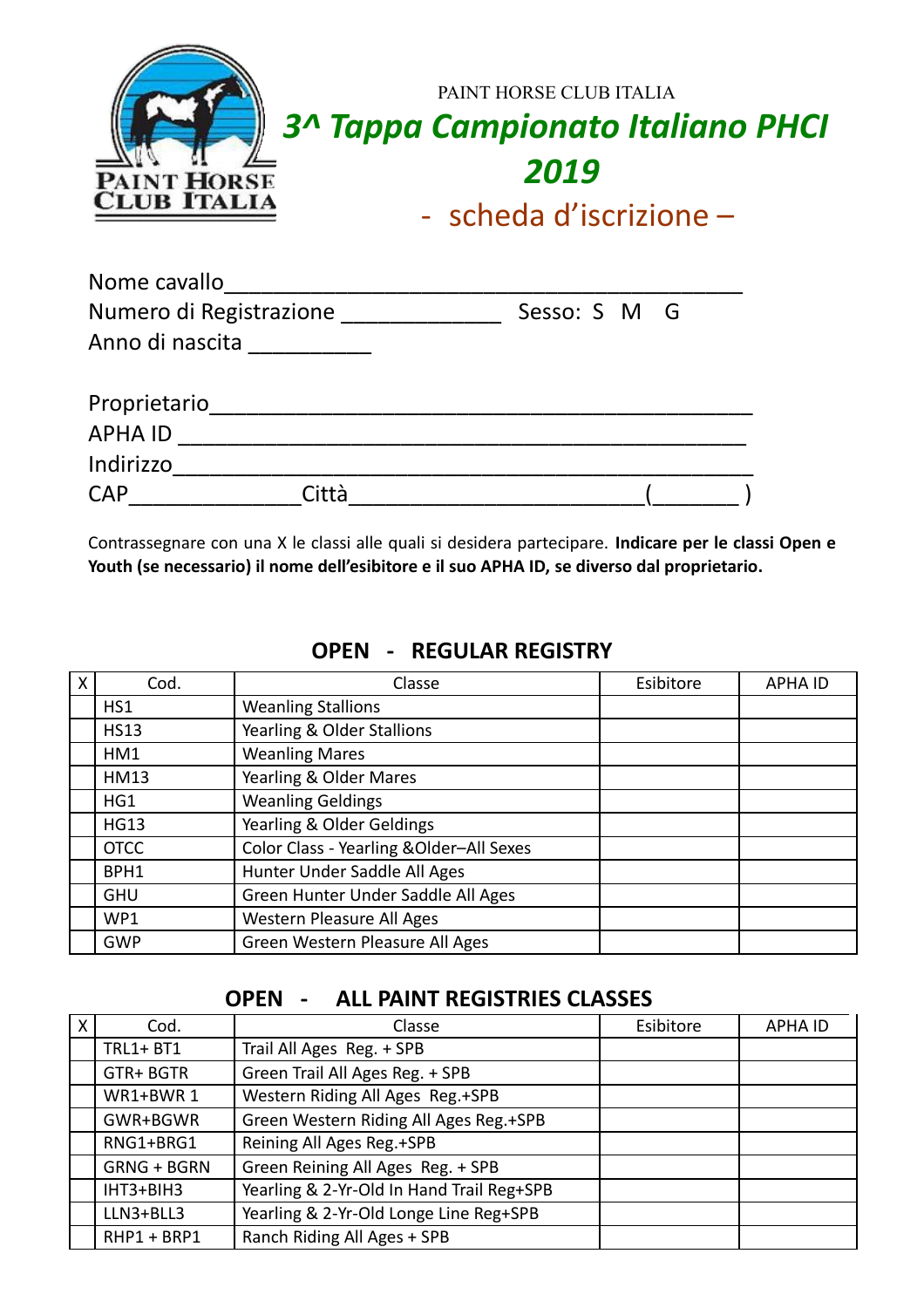PAINT HORSE CLUB ITALIA

# 3^ Tappa Campionato Italiano PHCI 2019

## - scheda d'iscrizione –

Nome cavallo_______________________________________

Numero di Registrazione ____________ Sesso: S M G

Anno di nascita _________

Proprietario________________________________________

APHA ID ___________________________________________

Indirizzo___________________________________________

CAP_____________Città______________________(_______ )

Contrassegnare con una X le classi alle quali si desidera partecipare. **Indicare per le classi Open e Youth (se necessario) il nome dell'esibitore e il suo APHA ID, se diverso dal proprietario.**

### OPEN - REGULAR REGISTRY

| X | Cod. | Classe | Esibitore | APHA ID |
|---|---|---|---|---|
| | HS1 | Weanling Stallions | | |
| | HS13 | Yearling & Older Stallions | | |
| | HM1 | Weanling Mares | | |
| | HM13 | Yearling & Older Mares | | |
| | HG1 | Weanling Geldings | | |
| | HG13 | Yearling & Older Geldings | | |
| | OTCC | Color Class - Yearling &Older–All Sexes | | |
| | BPH1 | Hunter Under Saddle All Ages | | |
| | GHU | Green Hunter Under Saddle All Ages | | |
| | WP1 | Western Pleasure All Ages | | |
| | GWP | Green Western Pleasure All Ages | | |

### OPEN - ALL PAINT REGISTRIES CLASSES

| X | Cod. | Classe | Esibitore | APHA ID |
|---|---|---|---|---|
| | TRL1+ BT1 | Trail All Ages Reg. + SPB | | |
| | GTR+ BGTR | Green Trail All Ages Reg. + SPB | | |
| | WR1+BWR 1 | Western Riding All Ages Reg.+SPB | | |
| | GWR+BGWR | Green Western Riding All Ages Reg.+SPB | | |
| | RNG1+BRG1 | Reining All Ages Reg.+SPB | | |
| | GRNG + BGRN | Green Reining All Ages Reg. + SPB | | |
| | IHT3+BIH3 | Yearling & 2-Yr-Old In Hand Trail Reg+SPB | | |
| | LLN3+BLL3 | Yearling & 2-Yr-Old Longe Line Reg+SPB | | |
| | RHP1 + BRP1 | Ranch Riding All Ages + SPB | | |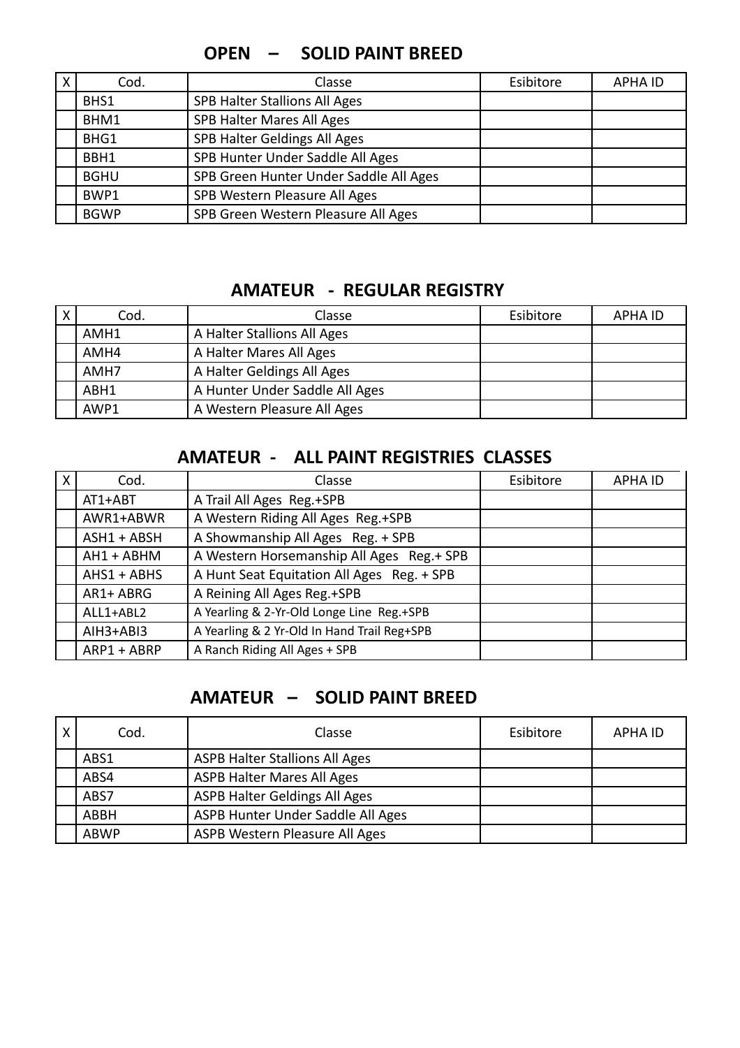## OPEN – SOLID PAINT BREED

| X | Cod. | Classe | Esibitore | APHA ID |
|---|---|---|---|---|
| | BHS1 | SPB Halter Stallions All Ages | | |
| | BHM1 | SPB Halter Mares All Ages | | |
| | BHG1 | SPB Halter Geldings All Ages | | |
| | BBH1 | SPB Hunter Under Saddle All Ages | | |
| | BGHU | SPB Green Hunter Under Saddle All Ages | | |
| | BWP1 | SPB Western Pleasure All Ages | | |
| | BGWP | SPB Green Western Pleasure All Ages | | |

## AMATEUR - REGULAR REGISTRY

| X | Cod. | Classe | Esibitore | APHA ID |
|---|---|---|---|---|
| | AMH1 | A Halter Stallions All Ages | | |
| | AMH4 | A Halter Mares All Ages | | |
| | AMH7 | A Halter Geldings All Ages | | |
| | ABH1 | A Hunter Under Saddle All Ages | | |
| | AWP1 | A Western Pleasure All Ages | | |

## AMATEUR - ALL PAINT REGISTRIES CLASSES

| X | Cod. | Classe | Esibitore | APHA ID |
|---|---|---|---|---|
| | AT1+ABT | A Trail All Ages Reg.+SPB | | |
| | AWR1+ABWR | A Western Riding All Ages Reg.+SPB | | |
| | ASH1 + ABSH | A Showmanship All Ages Reg. + SPB | | |
| | AH1 + ABHM | A Western Horsemanship All Ages Reg.+ SPB | | |
| | AHS1 + ABHS | A Hunt Seat Equitation All Ages Reg. + SPB | | |
| | AR1+ ABRG | A Reining All Ages Reg.+SPB | | |
| | ALL1+ABL2 | A Yearling & 2-Yr-Old Longe Line Reg.+SPB | | |
| | AIH3+ABI3 | A Yearling & 2 Yr-Old In Hand Trail Reg+SPB | | |
| | ARP1 + ABRP | A Ranch Riding All Ages + SPB | | |

## AMATEUR – SOLID PAINT BREED

| X | Cod. | Classe | Esibitore | APHA ID |
|---|---|---|---|---|
| | ABS1 | ASPB Halter Stallions All Ages | | |
| | ABS4 | ASPB Halter Mares All Ages | | |
| | ABS7 | ASPB Halter Geldings All Ages | | |
| | ABBH | ASPB Hunter Under Saddle All Ages | | |
| | ABWP | ASPB Western Pleasure All Ages | | |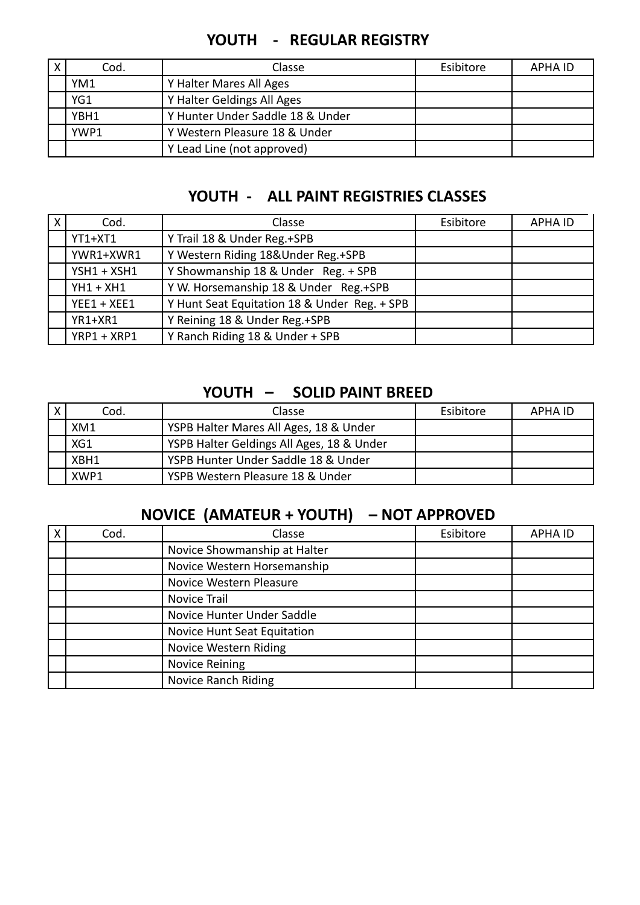## YOUTH - REGULAR REGISTRY

| X | Cod. | Classe | Esibitore | APHA ID |
|---|---|---|---|---|
| | YM1 | Y Halter Mares All Ages | | |
| | YG1 | Y Halter Geldings All Ages | | |
| | YBH1 | Y Hunter Under Saddle 18 & Under | | |
| | YWP1 | Y Western Pleasure 18 & Under | | |
| | | Y Lead Line (not approved) | | |

## YOUTH - ALL PAINT REGISTRIES CLASSES

| X | Cod. | Classe | Esibitore | APHA ID |
|---|---|---|---|---|
| | YT1+XT1 | Y Trail 18 & Under Reg.+SPB | | |
| | YWR1+XWR1 | Y Western Riding 18&Under Reg.+SPB | | |
| | YSH1 + XSH1 | Y Showmanship 18 & Under Reg. + SPB | | |
| | YH1 + XH1 | Y W. Horsemanship 18 & Under Reg.+SPB | | |
| | YEE1 + XEE1 | Y Hunt Seat Equitation 18 & Under Reg. + SPB | | |
| | YR1+XR1 | Y Reining 18 & Under Reg.+SPB | | |
| | YRP1 + XRP1 | Y Ranch Riding 18 & Under + SPB | | |

## YOUTH – SOLID PAINT BREED

| X | Cod. | Classe | Esibitore | APHA ID |
|---|---|---|---|---|
| | XM1 | YSPB Halter Mares All Ages, 18 & Under | | |
| | XG1 | YSPB Halter Geldings All Ages, 18 & Under | | |
| | XBH1 | YSPB Hunter Under Saddle 18 & Under | | |
| | XWP1 | YSPB Western Pleasure 18 & Under | | |

## NOVICE (AMATEUR + YOUTH) – NOT APPROVED

| X | Cod. | Classe | Esibitore | APHA ID |
|---|---|---|---|---|
| | | Novice Showmanship at Halter | | |
| | | Novice Western Horsemanship | | |
| | | Novice Western Pleasure | | |
| | | Novice Trail | | |
| | | Novice Hunter Under Saddle | | |
| | | Novice Hunt Seat Equitation | | |
| | | Novice Western Riding | | |
| | | Novice Reining | | |
| | | Novice Ranch Riding | | |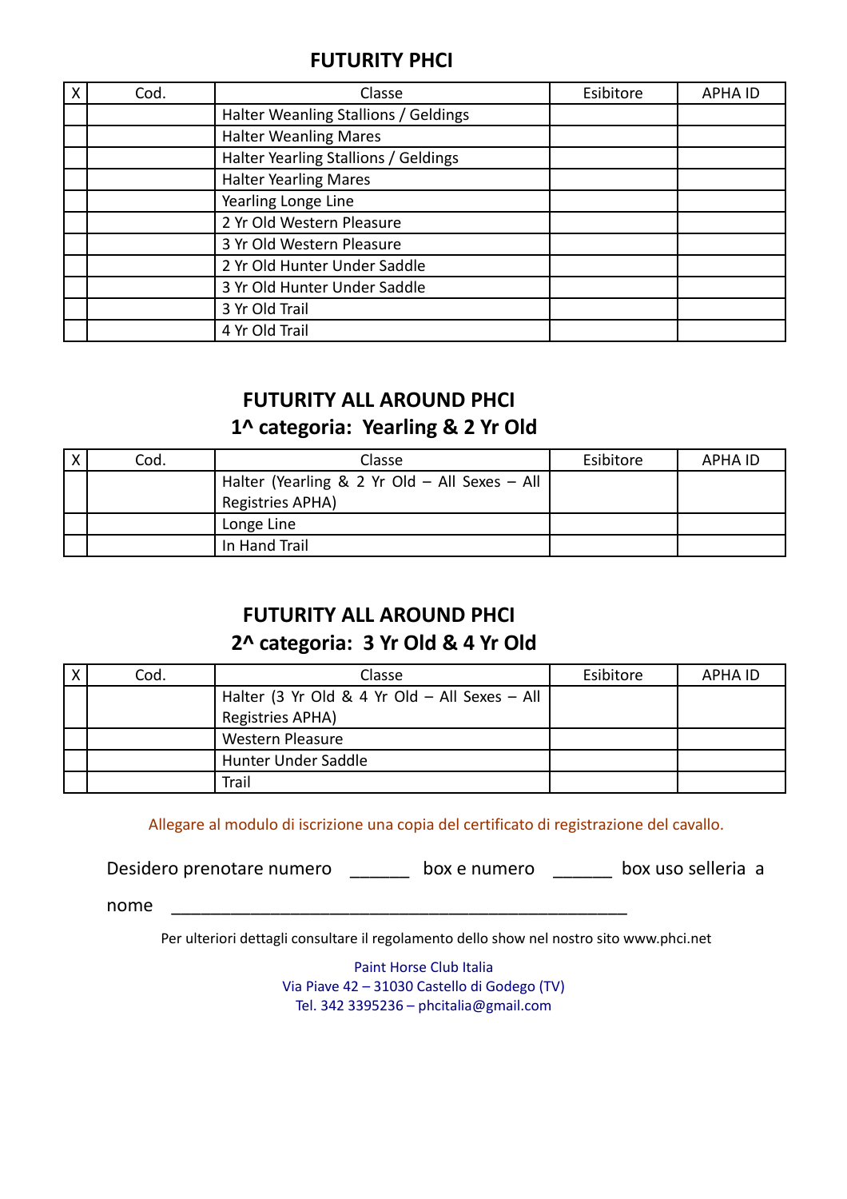## FUTURITY PHCI

| X | Cod. | Classe | Esibitore | APHA ID |
|---|---|---|---|---|
| | | Halter Weanling Stallions / Geldings | | |
| | | Halter Weanling Mares | | |
| | | Halter Yearling Stallions / Geldings | | |
| | | Halter Yearling Mares | | |
| | | Yearling Longe Line | | |
| | | 2 Yr Old Western Pleasure | | |
| | | 3 Yr Old Western Pleasure | | |
| | | 2 Yr Old Hunter Under Saddle | | |
| | | 3 Yr Old Hunter Under Saddle | | |
| | | 3 Yr Old Trail | | |
| | | 4 Yr Old Trail | | |

## FUTURITY ALL AROUND PHCI
## 1^ categoria: Yearling & 2 Yr Old

| X | Cod. | Classe | Esibitore | APHA ID |
|---|---|---|---|---|
| | | Halter (Yearling & 2 Yr Old – All Sexes – All Registries APHA) | | |
| | | Longe Line | | |
| | | In Hand Trail | | |

## FUTURITY ALL AROUND PHCI
## 2^ categoria: 3 Yr Old & 4 Yr Old

| X | Cod. | Classe | Esibitore | APHA ID |
|---|---|---|---|---|
| | | Halter (3 Yr Old & 4 Yr Old – All Sexes – All Registries APHA) | | |
| | | Western Pleasure | | |
| | | Hunter Under Saddle | | |
| | | Trail | | |

Allegare al modulo di iscrizione una copia del certificato di registrazione del cavallo.

Desidero prenotare numero ______ box e numero ______ box uso selleria a nome ______________________________________________

Per ulteriori dettagli consultare il regolamento dello show nel nostro sito www.phci.net

Paint Horse Club Italia
Via Piave 42 – 31030 Castello di Godego (TV)
Tel. 342 3395236 – phcitalia@gmail.com